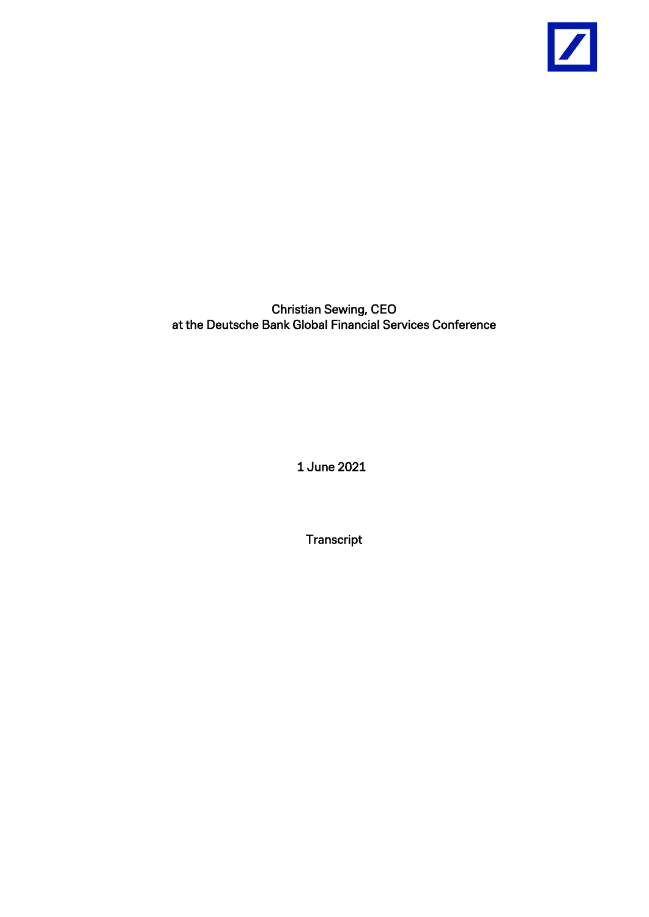Christian Sewing, CEO
at the Deutsche Bank Global Financial Services Conference

1 June 2021

Transcript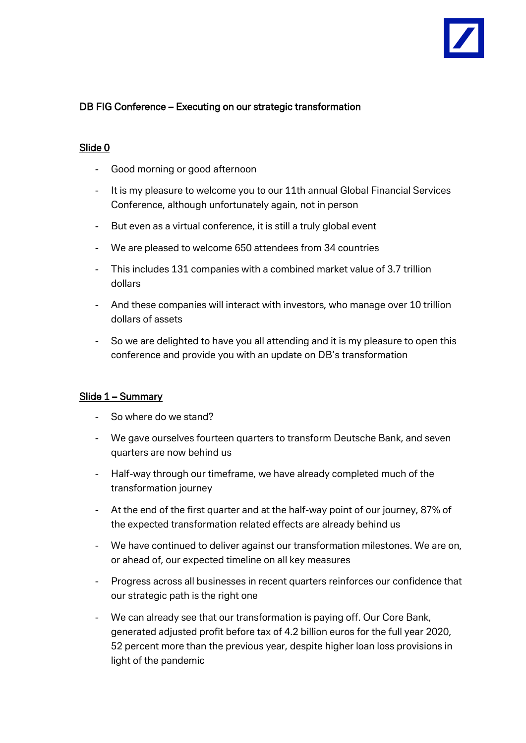DB FIG Conference – Executing on our strategic transformation

## Slide 0

- Good morning or good afternoon
- It is my pleasure to welcome you to our 11th annual Global Financial Services Conference, although unfortunately again, not in person
- But even as a virtual conference, it is still a truly global event
- We are pleased to welcome 650 attendees from 34 countries
- This includes 131 companies with a combined market value of 3.7 trillion dollars
- And these companies will interact with investors, who manage over 10 trillion dollars of assets
- So we are delighted to have you all attending and it is my pleasure to open this conference and provide you with an update on DB's transformation

## Slide 1 – Summary

- So where do we stand?
- We gave ourselves fourteen quarters to transform Deutsche Bank, and seven quarters are now behind us
- Half-way through our timeframe, we have already completed much of the transformation journey
- At the end of the first quarter and at the half-way point of our journey, 87% of the expected transformation related effects are already behind us
- We have continued to deliver against our transformation milestones. We are on, or ahead of, our expected timeline on all key measures
- Progress across all businesses in recent quarters reinforces our confidence that our strategic path is the right one
- We can already see that our transformation is paying off. Our Core Bank, generated adjusted profit before tax of 4.2 billion euros for the full year 2020, 52 percent more than the previous year, despite higher loan loss provisions in light of the pandemic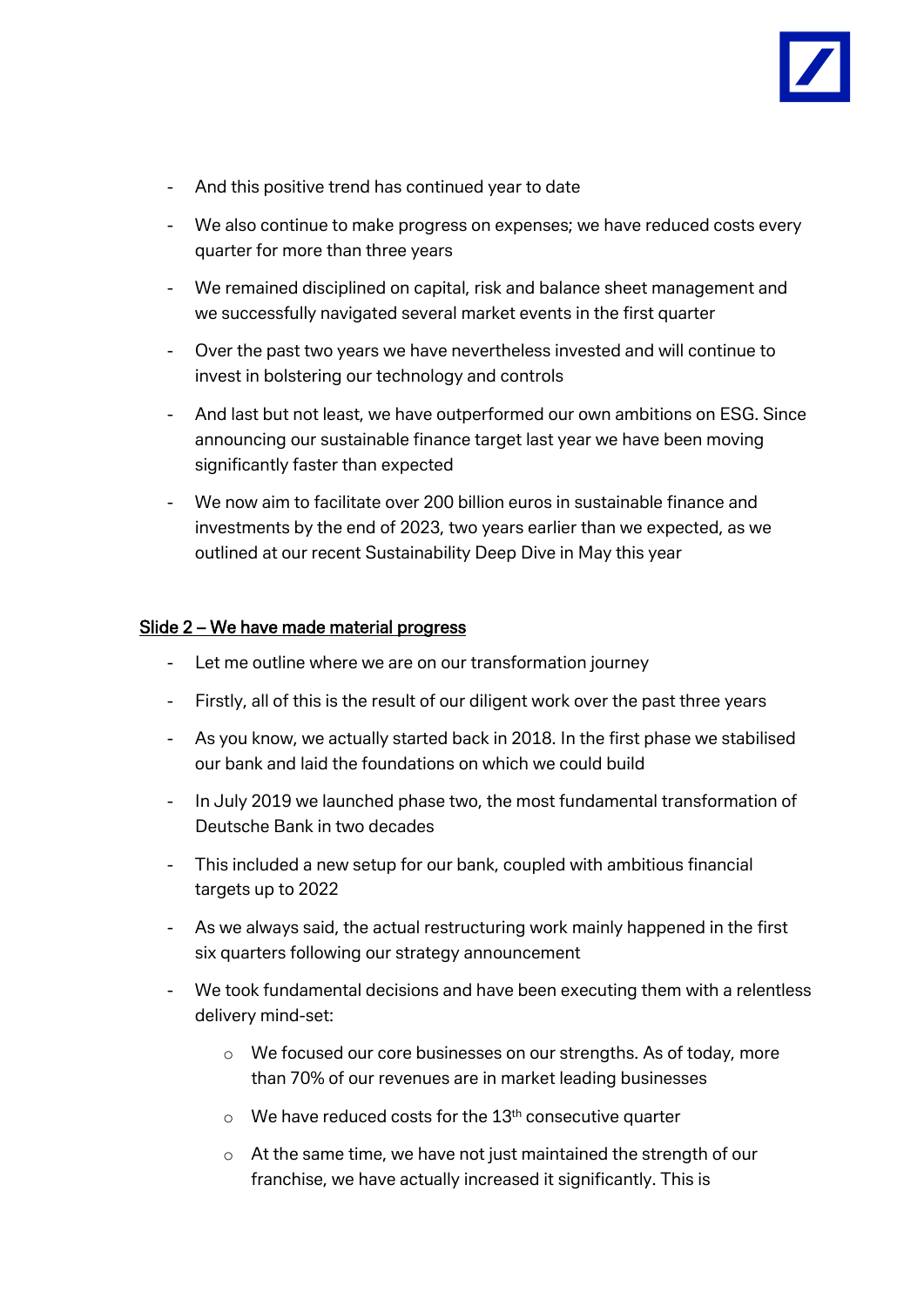- And this positive trend has continued year to date
- We also continue to make progress on expenses; we have reduced costs every quarter for more than three years
- We remained disciplined on capital, risk and balance sheet management and we successfully navigated several market events in the first quarter
- Over the past two years we have nevertheless invested and will continue to invest in bolstering our technology and controls
- And last but not least, we have outperformed our own ambitions on ESG. Since announcing our sustainable finance target last year we have been moving significantly faster than expected
- We now aim to facilitate over 200 billion euros in sustainable finance and investments by the end of 2023, two years earlier than we expected, as we outlined at our recent Sustainability Deep Dive in May this year

## Slide 2 – We have made material progress

- Let me outline where we are on our transformation journey
- Firstly, all of this is the result of our diligent work over the past three years
- As you know, we actually started back in 2018. In the first phase we stabilised our bank and laid the foundations on which we could build
- In July 2019 we launched phase two, the most fundamental transformation of Deutsche Bank in two decades
- This included a new setup for our bank, coupled with ambitious financial targets up to 2022
- As we always said, the actual restructuring work mainly happened in the first six quarters following our strategy announcement
- We took fundamental decisions and have been executing them with a relentless delivery mind-set:
  - We focused our core businesses on our strengths. As of today, more than 70% of our revenues are in market leading businesses
  - We have reduced costs for the 13th consecutive quarter
  - At the same time, we have not just maintained the strength of our franchise, we have actually increased it significantly. This is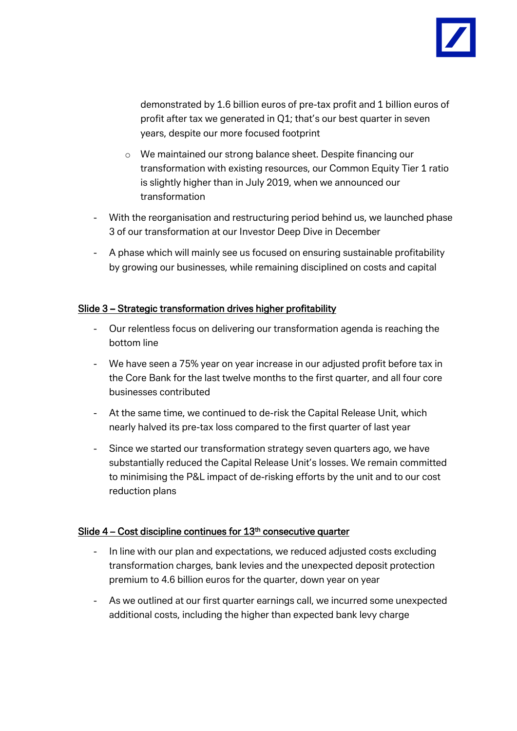demonstrated by 1.6 billion euros of pre-tax profit and 1 billion euros of profit after tax we generated in Q1; that's our best quarter in seven years, despite our more focused footprint

    - We maintained our strong balance sheet. Despite financing our transformation with existing resources, our Common Equity Tier 1 ratio is slightly higher than in July 2019, when we announced our transformation

- With the reorganisation and restructuring period behind us, we launched phase 3 of our transformation at our Investor Deep Dive in December
- A phase which will mainly see us focused on ensuring sustainable profitability by growing our businesses, while remaining disciplined on costs and capital

<u>Slide 3 – Strategic transformation drives higher profitability</u>

- Our relentless focus on delivering our transformation agenda is reaching the bottom line
- We have seen a 75% year on year increase in our adjusted profit before tax in the Core Bank for the last twelve months to the first quarter, and all four core businesses contributed
- At the same time, we continued to de-risk the Capital Release Unit, which nearly halved its pre-tax loss compared to the first quarter of last year
- Since we started our transformation strategy seven quarters ago, we have substantially reduced the Capital Release Unit's losses. We remain committed to minimising the P&L impact of de-risking efforts by the unit and to our cost reduction plans

<u>Slide 4 – Cost discipline continues for 13th consecutive quarter</u>

- In line with our plan and expectations, we reduced adjusted costs excluding transformation charges, bank levies and the unexpected deposit protection premium to 4.6 billion euros for the quarter, down year on year
- As we outlined at our first quarter earnings call, we incurred some unexpected additional costs, including the higher than expected bank levy charge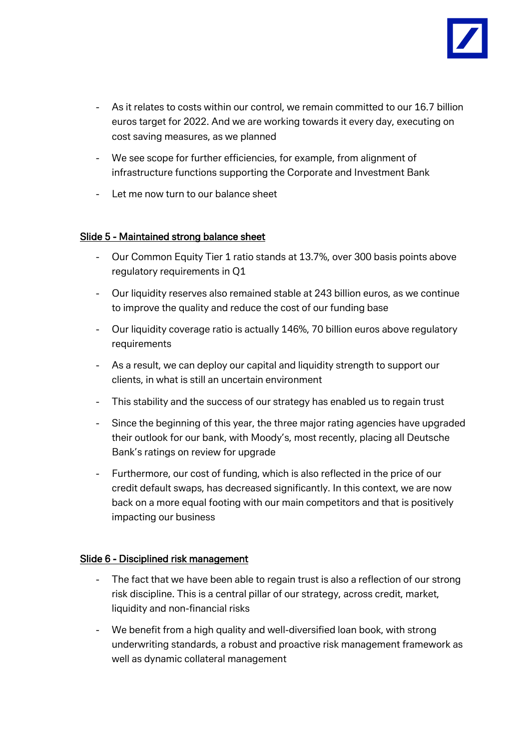- As it relates to costs within our control, we remain committed to our 16.7 billion euros target for 2022. And we are working towards it every day, executing on cost saving measures, as we planned
- We see scope for further efficiencies, for example, from alignment of infrastructure functions supporting the Corporate and Investment Bank
- Let me now turn to our balance sheet

## Slide 5 - Maintained strong balance sheet

- Our Common Equity Tier 1 ratio stands at 13.7%, over 300 basis points above regulatory requirements in Q1
- Our liquidity reserves also remained stable at 243 billion euros, as we continue to improve the quality and reduce the cost of our funding base
- Our liquidity coverage ratio is actually 146%, 70 billion euros above regulatory requirements
- As a result, we can deploy our capital and liquidity strength to support our clients, in what is still an uncertain environment
- This stability and the success of our strategy has enabled us to regain trust
- Since the beginning of this year, the three major rating agencies have upgraded their outlook for our bank, with Moody's, most recently, placing all Deutsche Bank's ratings on review for upgrade
- Furthermore, our cost of funding, which is also reflected in the price of our credit default swaps, has decreased significantly. In this context, we are now back on a more equal footing with our main competitors and that is positively impacting our business

## Slide 6 - Disciplined risk management

- The fact that we have been able to regain trust is also a reflection of our strong risk discipline. This is a central pillar of our strategy, across credit, market, liquidity and non-financial risks
- We benefit from a high quality and well-diversified loan book, with strong underwriting standards, a robust and proactive risk management framework as well as dynamic collateral management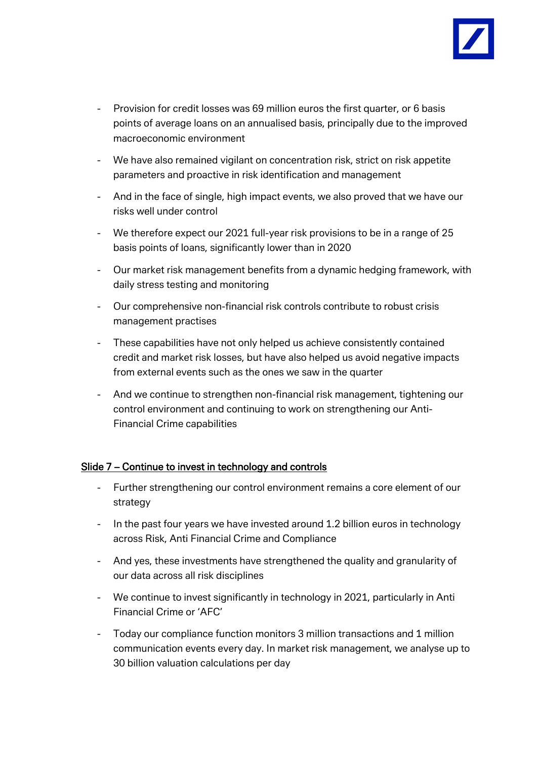- Provision for credit losses was 69 million euros the first quarter, or 6 basis points of average loans on an annualised basis, principally due to the improved macroeconomic environment
- We have also remained vigilant on concentration risk, strict on risk appetite parameters and proactive in risk identification and management
- And in the face of single, high impact events, we also proved that we have our risks well under control
- We therefore expect our 2021 full-year risk provisions to be in a range of 25 basis points of loans, significantly lower than in 2020
- Our market risk management benefits from a dynamic hedging framework, with daily stress testing and monitoring
- Our comprehensive non-financial risk controls contribute to robust crisis management practises
- These capabilities have not only helped us achieve consistently contained credit and market risk losses, but have also helped us avoid negative impacts from external events such as the ones we saw in the quarter
- And we continue to strengthen non-financial risk management, tightening our control environment and continuing to work on strengthening our Anti-Financial Crime capabilities

## Slide 7 – Continue to invest in technology and controls

- Further strengthening our control environment remains a core element of our strategy
- In the past four years we have invested around 1.2 billion euros in technology across Risk, Anti Financial Crime and Compliance
- And yes, these investments have strengthened the quality and granularity of our data across all risk disciplines
- We continue to invest significantly in technology in 2021, particularly in Anti Financial Crime or 'AFC'
- Today our compliance function monitors 3 million transactions and 1 million communication events every day. In market risk management, we analyse up to 30 billion valuation calculations per day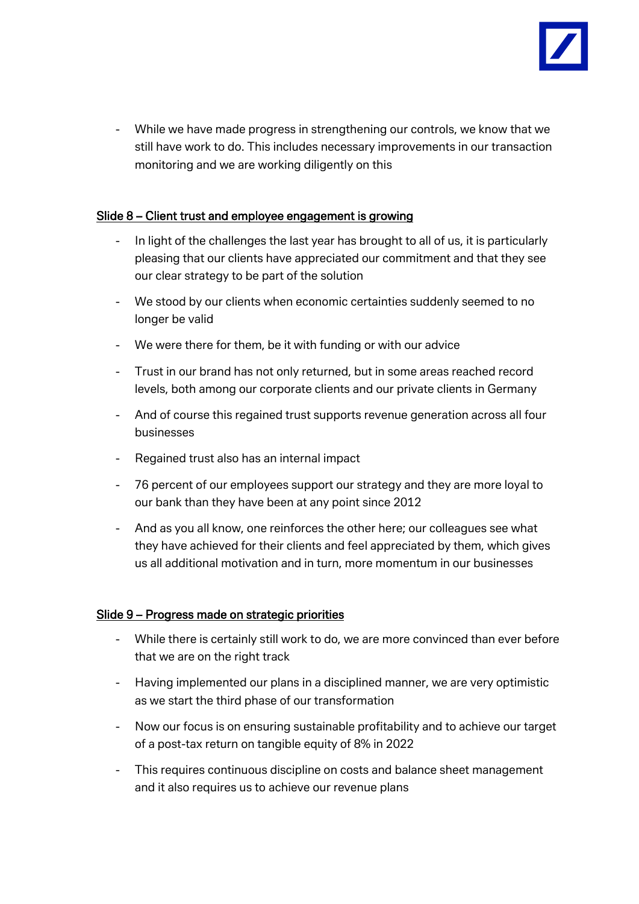- While we have made progress in strengthening our controls, we know that we still have work to do. This includes necessary improvements in our transaction monitoring and we are working diligently on this

## Slide 8 – Client trust and employee engagement is growing

- In light of the challenges the last year has brought to all of us, it is particularly pleasing that our clients have appreciated our commitment and that they see our clear strategy to be part of the solution
- We stood by our clients when economic certainties suddenly seemed to no longer be valid
- We were there for them, be it with funding or with our advice
- Trust in our brand has not only returned, but in some areas reached record levels, both among our corporate clients and our private clients in Germany
- And of course this regained trust supports revenue generation across all four businesses
- Regained trust also has an internal impact
- 76 percent of our employees support our strategy and they are more loyal to our bank than they have been at any point since 2012
- And as you all know, one reinforces the other here; our colleagues see what they have achieved for their clients and feel appreciated by them, which gives us all additional motivation and in turn, more momentum in our businesses

## Slide 9 – Progress made on strategic priorities

- While there is certainly still work to do, we are more convinced than ever before that we are on the right track
- Having implemented our plans in a disciplined manner, we are very optimistic as we start the third phase of our transformation
- Now our focus is on ensuring sustainable profitability and to achieve our target of a post-tax return on tangible equity of 8% in 2022
- This requires continuous discipline on costs and balance sheet management and it also requires us to achieve our revenue plans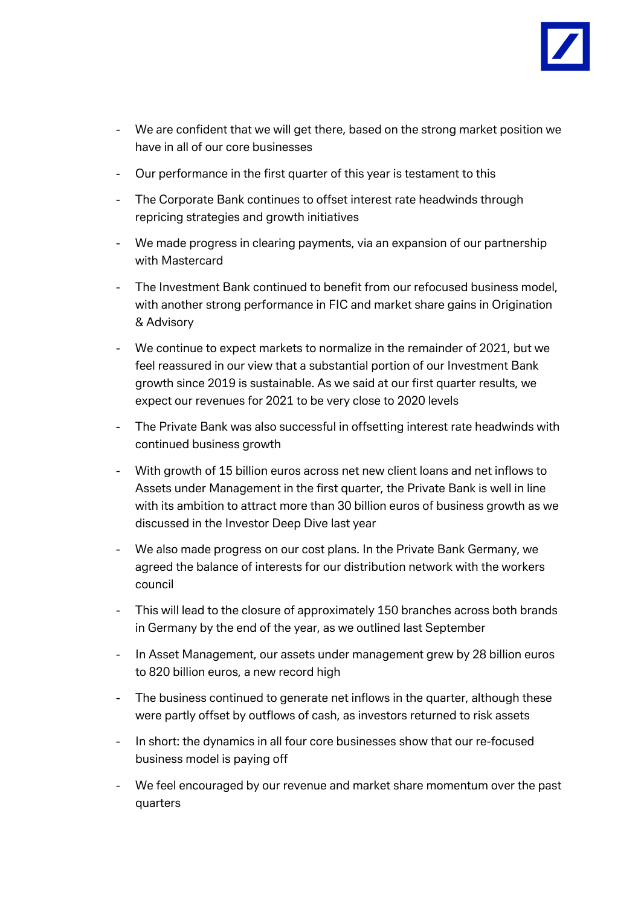- We are confident that we will get there, based on the strong market position we have in all of our core businesses
- Our performance in the first quarter of this year is testament to this
- The Corporate Bank continues to offset interest rate headwinds through repricing strategies and growth initiatives
- We made progress in clearing payments, via an expansion of our partnership with Mastercard
- The Investment Bank continued to benefit from our refocused business model, with another strong performance in FIC and market share gains in Origination & Advisory
- We continue to expect markets to normalize in the remainder of 2021, but we feel reassured in our view that a substantial portion of our Investment Bank growth since 2019 is sustainable. As we said at our first quarter results, we expect our revenues for 2021 to be very close to 2020 levels
- The Private Bank was also successful in offsetting interest rate headwinds with continued business growth
- With growth of 15 billion euros across net new client loans and net inflows to Assets under Management in the first quarter, the Private Bank is well in line with its ambition to attract more than 30 billion euros of business growth as we discussed in the Investor Deep Dive last year
- We also made progress on our cost plans. In the Private Bank Germany, we agreed the balance of interests for our distribution network with the workers council
- This will lead to the closure of approximately 150 branches across both brands in Germany by the end of the year, as we outlined last September
- In Asset Management, our assets under management grew by 28 billion euros to 820 billion euros, a new record high
- The business continued to generate net inflows in the quarter, although these were partly offset by outflows of cash, as investors returned to risk assets
- In short: the dynamics in all four core businesses show that our re-focused business model is paying off
- We feel encouraged by our revenue and market share momentum over the past quarters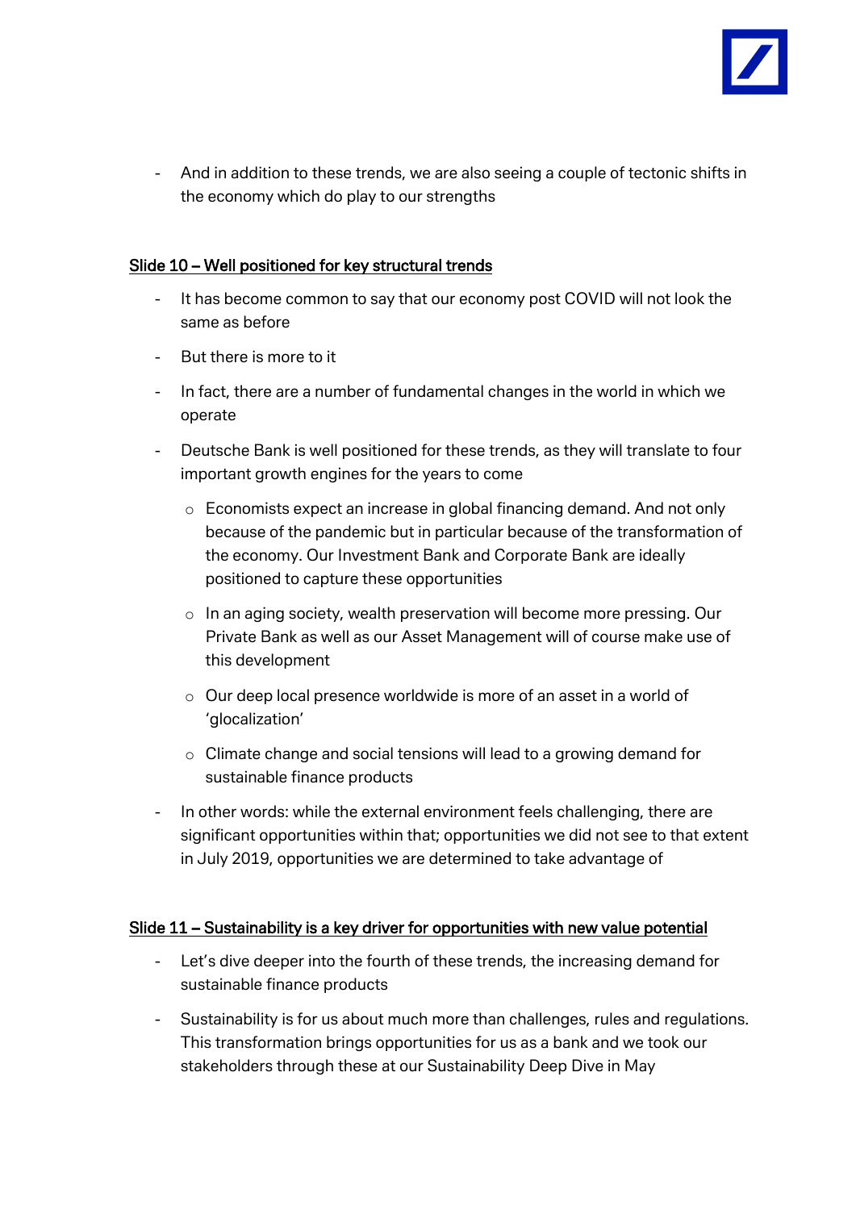- And in addition to these trends, we are also seeing a couple of tectonic shifts in the economy which do play to our strengths

## Slide 10 – Well positioned for key structural trends

- It has become common to say that our economy post COVID will not look the same as before
- But there is more to it
- In fact, there are a number of fundamental changes in the world in which we operate
- Deutsche Bank is well positioned for these trends, as they will translate to four important growth engines for the years to come
  - Economists expect an increase in global financing demand. And not only because of the pandemic but in particular because of the transformation of the economy. Our Investment Bank and Corporate Bank are ideally positioned to capture these opportunities
  - In an aging society, wealth preservation will become more pressing. Our Private Bank as well as our Asset Management will of course make use of this development
  - Our deep local presence worldwide is more of an asset in a world of 'glocalization'
  - Climate change and social tensions will lead to a growing demand for sustainable finance products
- In other words: while the external environment feels challenging, there are significant opportunities within that; opportunities we did not see to that extent in July 2019, opportunities we are determined to take advantage of

## Slide 11 – Sustainability is a key driver for opportunities with new value potential

- Let's dive deeper into the fourth of these trends, the increasing demand for sustainable finance products
- Sustainability is for us about much more than challenges, rules and regulations. This transformation brings opportunities for us as a bank and we took our stakeholders through these at our Sustainability Deep Dive in May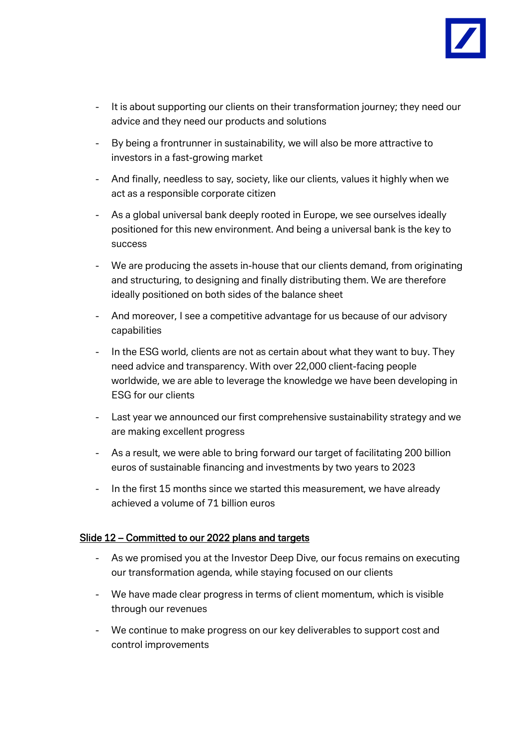- It is about supporting our clients on their transformation journey; they need our advice and they need our products and solutions
- By being a frontrunner in sustainability, we will also be more attractive to investors in a fast-growing market
- And finally, needless to say, society, like our clients, values it highly when we act as a responsible corporate citizen
- As a global universal bank deeply rooted in Europe, we see ourselves ideally positioned for this new environment. And being a universal bank is the key to success
- We are producing the assets in-house that our clients demand, from originating and structuring, to designing and finally distributing them. We are therefore ideally positioned on both sides of the balance sheet
- And moreover, I see a competitive advantage for us because of our advisory capabilities
- In the ESG world, clients are not as certain about what they want to buy. They need advice and transparency. With over 22,000 client-facing people worldwide, we are able to leverage the knowledge we have been developing in ESG for our clients
- Last year we announced our first comprehensive sustainability strategy and we are making excellent progress
- As a result, we were able to bring forward our target of facilitating 200 billion euros of sustainable financing and investments by two years to 2023
- In the first 15 months since we started this measurement, we have already achieved a volume of 71 billion euros

## Slide 12 – Committed to our 2022 plans and targets

- As we promised you at the Investor Deep Dive, our focus remains on executing our transformation agenda, while staying focused on our clients
- We have made clear progress in terms of client momentum, which is visible through our revenues
- We continue to make progress on our key deliverables to support cost and control improvements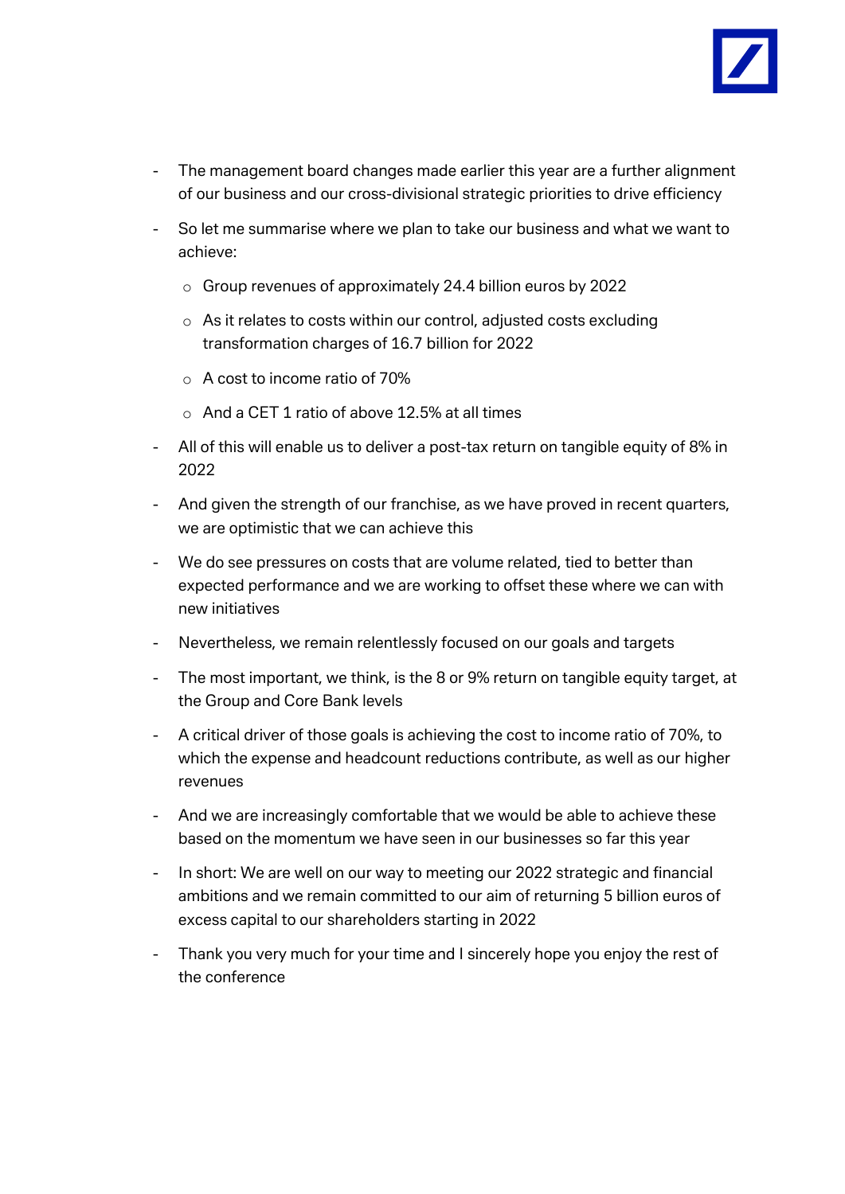- The management board changes made earlier this year are a further alignment of our business and our cross-divisional strategic priorities to drive efficiency
- So let me summarise where we plan to take our business and what we want to achieve:
  - Group revenues of approximately 24.4 billion euros by 2022
  - As it relates to costs within our control, adjusted costs excluding transformation charges of 16.7 billion for 2022
  - A cost to income ratio of 70%
  - And a CET 1 ratio of above 12.5% at all times
- All of this will enable us to deliver a post-tax return on tangible equity of 8% in 2022
- And given the strength of our franchise, as we have proved in recent quarters, we are optimistic that we can achieve this
- We do see pressures on costs that are volume related, tied to better than expected performance and we are working to offset these where we can with new initiatives
- Nevertheless, we remain relentlessly focused on our goals and targets
- The most important, we think, is the 8 or 9% return on tangible equity target, at the Group and Core Bank levels
- A critical driver of those goals is achieving the cost to income ratio of 70%, to which the expense and headcount reductions contribute, as well as our higher revenues
- And we are increasingly comfortable that we would be able to achieve these based on the momentum we have seen in our businesses so far this year
- In short: We are well on our way to meeting our 2022 strategic and financial ambitions and we remain committed to our aim of returning 5 billion euros of excess capital to our shareholders starting in 2022
- Thank you very much for your time and I sincerely hope you enjoy the rest of the conference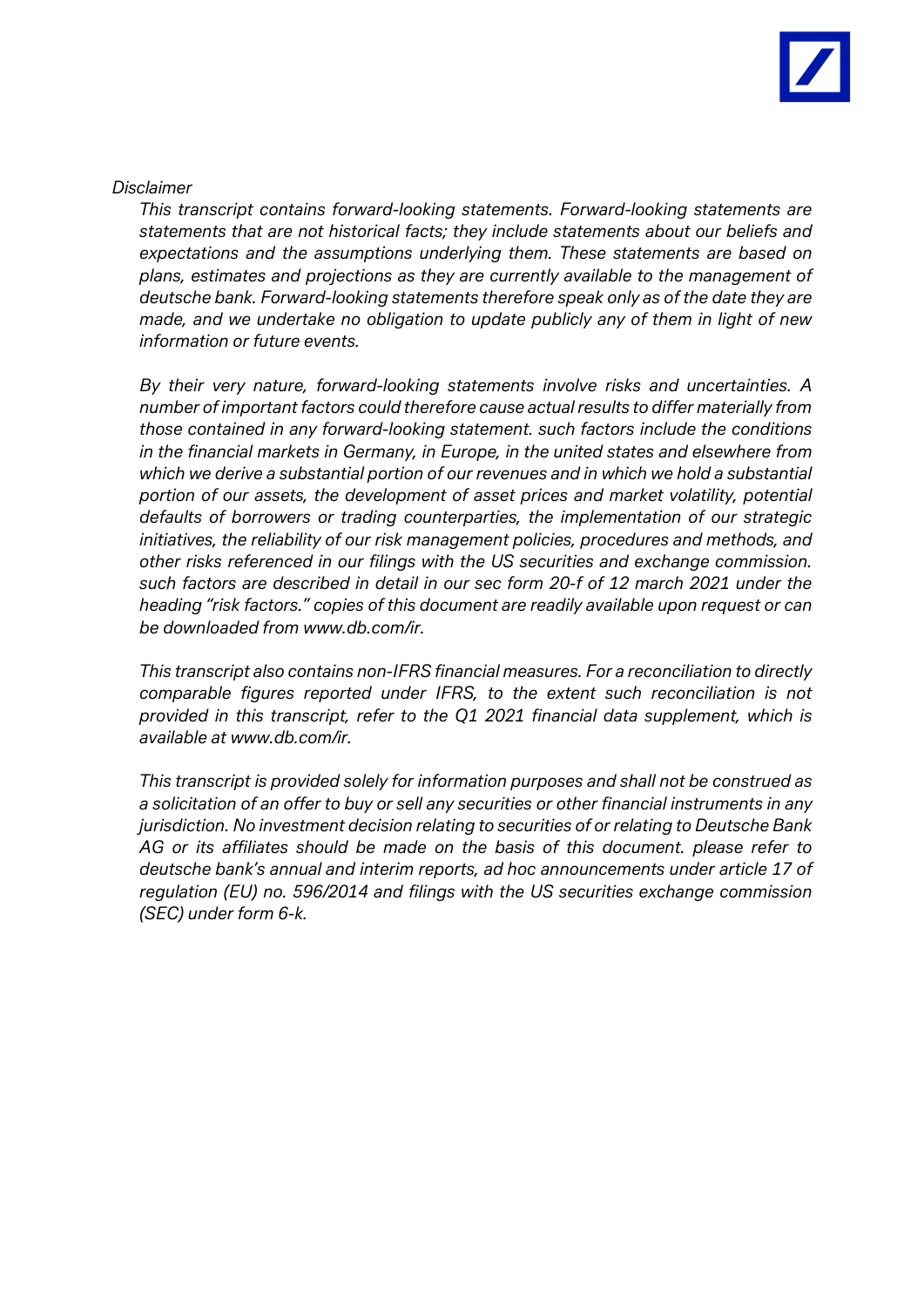*Disclaimer*

*This transcript contains forward-looking statements. Forward-looking statements are statements that are not historical facts; they include statements about our beliefs and expectations and the assumptions underlying them. These statements are based on plans, estimates and projections as they are currently available to the management of deutsche bank. Forward-looking statements therefore speak only as of the date they are made, and we undertake no obligation to update publicly any of them in light of new information or future events.*

*By their very nature, forward-looking statements involve risks and uncertainties. A number of important factors could therefore cause actual results to differ materially from those contained in any forward-looking statement. such factors include the conditions in the financial markets in Germany, in Europe, in the united states and elsewhere from which we derive a substantial portion of our revenues and in which we hold a substantial portion of our assets, the development of asset prices and market volatility, potential defaults of borrowers or trading counterparties, the implementation of our strategic initiatives, the reliability of our risk management policies, procedures and methods, and other risks referenced in our filings with the US securities and exchange commission. such factors are described in detail in our sec form 20-f of 12 march 2021 under the heading "risk factors." copies of this document are readily available upon request or can be downloaded from www.db.com/ir.*

*This transcript also contains non-IFRS financial measures. For a reconciliation to directly comparable figures reported under IFRS, to the extent such reconciliation is not provided in this transcript, refer to the Q1 2021 financial data supplement, which is available at www.db.com/ir.*

*This transcript is provided solely for information purposes and shall not be construed as a solicitation of an offer to buy or sell any securities or other financial instruments in any jurisdiction. No investment decision relating to securities of or relating to Deutsche Bank AG or its affiliates should be made on the basis of this document. please refer to deutsche bank's annual and interim reports, ad hoc announcements under article 17 of regulation (EU) no. 596/2014 and filings with the US securities exchange commission (SEC) under form 6-k.*